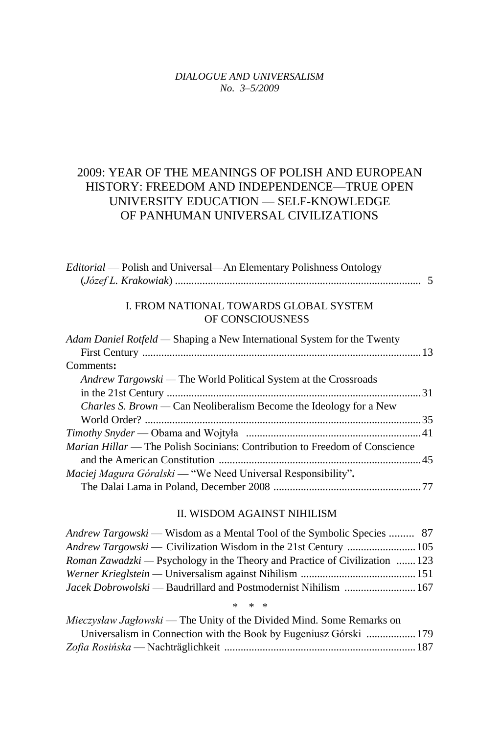*DIALOGUE AND UNIVERSALISM*
*No. 3–5/2009*

# 2009: YEAR OF THE MEANINGS OF POLISH AND EUROPEAN HISTORY: FREEDOM AND INDEPENDENCE—TRUE OPEN UNIVERSITY EDUCATION — SELF-KNOWLEDGE OF PANHUMAN UNIVERSAL CIVILIZATIONS

*Editorial* — Polish and Universal—An Elementary Polishness Ontology (*Józef L. Krakowiak*) .......... 5

## I. FROM NATIONAL TOWARDS GLOBAL SYSTEM OF CONSCIOUSNESS

*Adam Daniel Rotfeld* — Shaping a New International System for the Twenty First Century .......... 13

Comments**:**

*Andrew Targowski* — The World Political System at the Crossroads in the 21st Century .......... 31

*Charles S. Brown* — Can Neoliberalism Become the Ideology for a New World Order? .......... 35

*Timothy Snyder* — Obama and Wojtyła .......... 41

*Marian Hillar* — The Polish Socinians: Contribution to Freedom of Conscience and the American Constitution .......... 45

*Maciej Magura Góralski* **—** "We Need Universal Responsibility"**.** The Dalai Lama in Poland, December 2008 .......... 77

## II. WISDOM AGAINST NIHILISM

*Andrew Targowski* — Wisdom as a Mental Tool of the Symbolic Species .......... 87

*Andrew Targowski* — Civilization Wisdom in the 21st Century .......... 105

*Roman Zawadzki* — Psychology in the Theory and Practice of Civilization .......... 123

*Werner Krieglstein* — Universalism against Nihilism .......... 151

*Jacek Dobrowolski* — Baudrillard and Postmodernist Nihilism .......... 167

\* \* \*

*Mieczysław Jagłowski* — The Unity of the Divided Mind. Some Remarks on Universalism in Connection with the Book by Eugeniusz Górski .......... 179

*Zofia Rosińska* — Nachträglichkeit .......... 187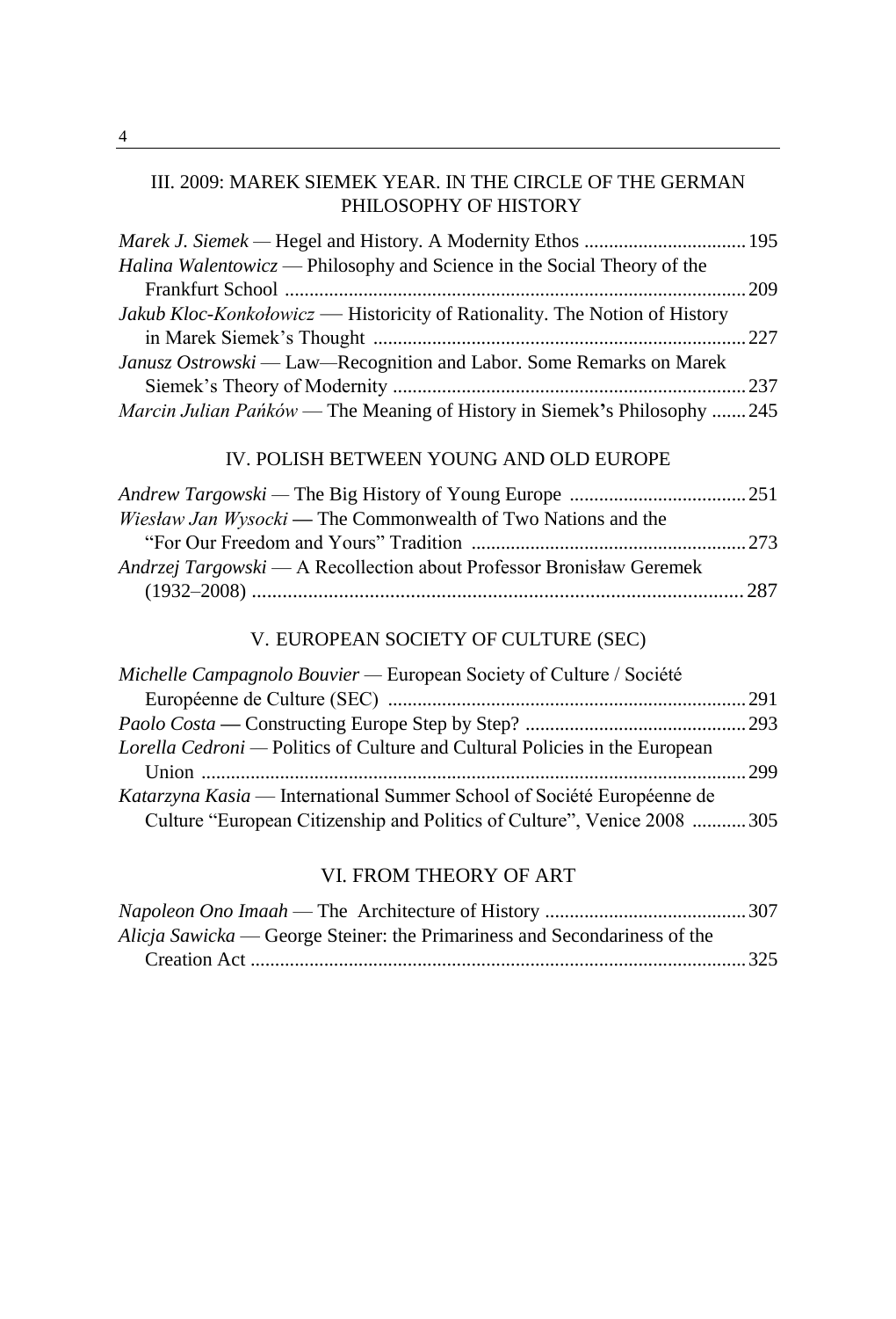## III. 2009: MAREK SIEMEK YEAR. IN THE CIRCLE OF THE GERMAN PHILOSOPHY OF HISTORY

*Marek J. Siemek* — Hegel and History. A Modernity Ethos ................................. 195

*Halina Walentowicz* — Philosophy and Science in the Social Theory of the Frankfurt School ................................................................................ 209

*Jakub Kloc-Konkołowicz* — Historicity of Rationality. The Notion of History in Marek Siemek's Thought ........................................................................ 227

*Janusz Ostrowski* — Law—Recognition and Labor. Some Remarks on Marek Siemek's Theory of Modernity ......................................................................... 237

*Marcin Julian Pańków* — The Meaning of History in Siemek's Philosophy ....... 245

## IV. POLISH BETWEEN YOUNG AND OLD EUROPE

*Andrew Targowski* — The Big History of Young Europe .................................... 251

*Wiesław Jan Wysocki* — The Commonwealth of Two Nations and the "For Our Freedom and Yours" Tradition ........................................................ 273

*Andrzej Targowski* — A Recollection about Professor Bronisław Geremek (1932–2008) ................................................................................................ 287

## V. EUROPEAN SOCIETY OF CULTURE (SEC)

*Michelle Campagnolo Bouvier* — European Society of Culture / Société Européenne de Culture (SEC) ........................................................................ 291

*Paolo Costa* — Constructing Europe Step by Step? ............................................ 293

*Lorella Cedroni* — Politics of Culture and Cultural Policies in the European Union ............................................................................................................. 299

*Katarzyna Kasia* — International Summer School of Société Européenne de Culture "European Citizenship and Politics of Culture", Venice 2008 ........... 305

## VI. FROM THEORY OF ART

*Napoleon Ono Imaah* — The Architecture of History ......................................... 307

*Alicja Sawicka* — George Steiner: the Primariness and Secondariness of the Creation Act .................................................................................................... 325